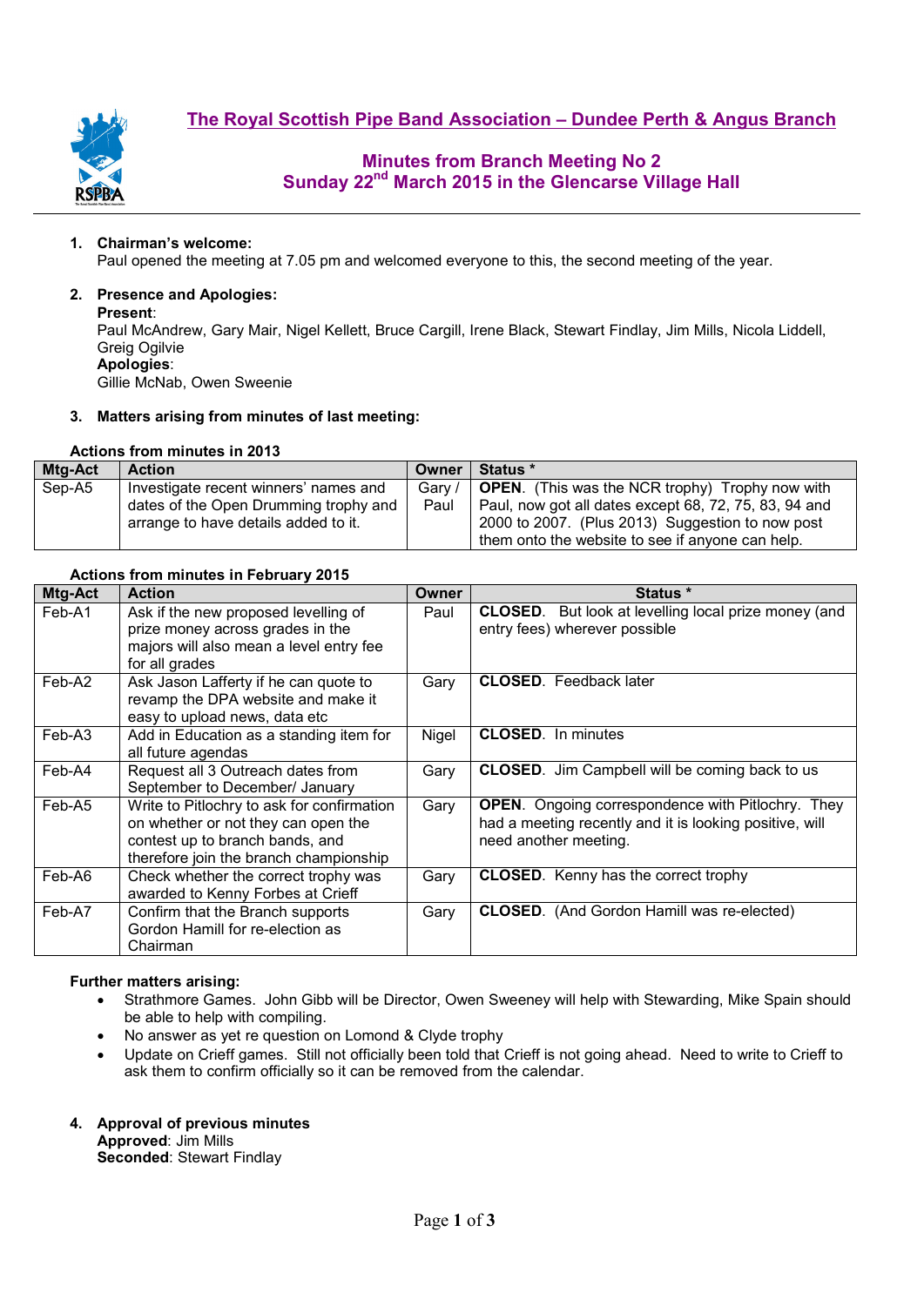# The Royal Scottish Pipe Band Association – Dundee Perth & Angus Branch

## Minutes from Branch Meeting No 2
## Sunday 22nd March 2015 in the Glencarse Village Hall

1. **Chairman's welcome:**
   Paul opened the meeting at 7.05 pm and welcomed everyone to this, the second meeting of the year.

2. **Presence and Apologies:**
   **Present**:
   Paul McAndrew, Gary Mair, Nigel Kellett, Bruce Cargill, Irene Black, Stewart Findlay, Jim Mills, Nicola Liddell, Greig Ogilvie
   **Apologies**:
   Gillie McNab, Owen Sweenie

3. **Matters arising from minutes of last meeting:**

**Actions from minutes in 2013**

| Mtg-Act | Action | Owner | Status * |
|---|---|---|---|
| Sep-A5 | Investigate recent winners' names and dates of the Open Drumming trophy and arrange to have details added to it. | Gary / Paul | **OPEN**. (This was the NCR trophy) Trophy now with Paul, now got all dates except 68, 72, 75, 83, 94 and 2000 to 2007. (Plus 2013) Suggestion to now post them onto the website to see if anyone can help. |

**Actions from minutes in February 2015**

| Mtg-Act | Action | Owner | Status * |
|---|---|---|---|
| Feb-A1 | Ask if the new proposed levelling of prize money across grades in the majors will also mean a level entry fee for all grades | Paul | **CLOSED**. But look at levelling local prize money (and entry fees) wherever possible |
| Feb-A2 | Ask Jason Lafferty if he can quote to revamp the DPA website and make it easy to upload news, data etc | Gary | **CLOSED**. Feedback later |
| Feb-A3 | Add in Education as a standing item for all future agendas | Nigel | **CLOSED**. In minutes |
| Feb-A4 | Request all 3 Outreach dates from September to December/ January | Gary | **CLOSED**. Jim Campbell will be coming back to us |
| Feb-A5 | Write to Pitlochry to ask for confirmation on whether or not they can open the contest up to branch bands, and therefore join the branch championship | Gary | **OPEN**. Ongoing correspondence with Pitlochry. They had a meeting recently and it is looking positive, will need another meeting. |
| Feb-A6 | Check whether the correct trophy was awarded to Kenny Forbes at Crieff | Gary | **CLOSED**. Kenny has the correct trophy |
| Feb-A7 | Confirm that the Branch supports Gordon Hamill for re-election as Chairman | Gary | **CLOSED**. (And Gordon Hamill was re-elected) |

**Further matters arising:**

- Strathmore Games. John Gibb will be Director, Owen Sweeney will help with Stewarding, Mike Spain should be able to help with compiling.
- No answer as yet re question on Lomond & Clyde trophy
- Update on Crieff games. Still not officially been told that Crieff is not going ahead. Need to write to Crieff to ask them to confirm officially so it can be removed from the calendar.

4. **Approval of previous minutes**
   **Approved**: Jim Mills
   **Seconded**: Stewart Findlay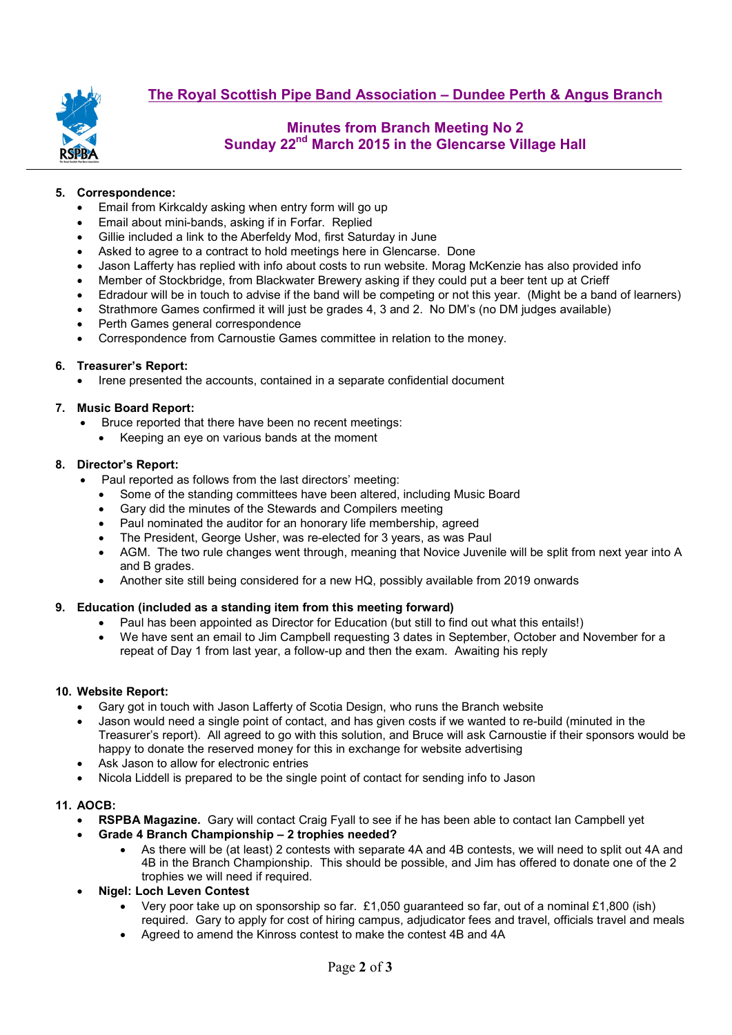# The Royal Scottish Pipe Band Association – Dundee Perth & Angus Branch

## Minutes from Branch Meeting No 2
## Sunday 22nd March 2015 in the Glencarse Village Hall

**5. Correspondence:**

- Email from Kirkcaldy asking when entry form will go up
- Email about mini-bands, asking if in Forfar. Replied
- Gillie included a link to the Aberfeldy Mod, first Saturday in June
- Asked to agree to a contract to hold meetings here in Glencarse. Done
- Jason Lafferty has replied with info about costs to run website. Morag McKenzie has also provided info
- Member of Stockbridge, from Blackwater Brewery asking if they could put a beer tent up at Crieff
- Edradour will be in touch to advise if the band will be competing or not this year. (Might be a band of learners)
- Strathmore Games confirmed it will just be grades 4, 3 and 2. No DM's (no DM judges available)
- Perth Games general correspondence
- Correspondence from Carnoustie Games committee in relation to the money.

**6. Treasurer's Report:**

- Irene presented the accounts, contained in a separate confidential document

**7. Music Board Report:**

- Bruce reported that there have been no recent meetings:
  - Keeping an eye on various bands at the moment

**8. Director's Report:**

- Paul reported as follows from the last directors' meeting:
  - Some of the standing committees have been altered, including Music Board
  - Gary did the minutes of the Stewards and Compilers meeting
  - Paul nominated the auditor for an honorary life membership, agreed
  - The President, George Usher, was re-elected for 3 years, as was Paul
  - AGM. The two rule changes went through, meaning that Novice Juvenile will be split from next year into A and B grades.
  - Another site still being considered for a new HQ, possibly available from 2019 onwards

**9. Education (included as a standing item from this meeting forward)**

- Paul has been appointed as Director for Education (but still to find out what this entails!)
- We have sent an email to Jim Campbell requesting 3 dates in September, October and November for a repeat of Day 1 from last year, a follow-up and then the exam. Awaiting his reply

**10. Website Report:**

- Gary got in touch with Jason Lafferty of Scotia Design, who runs the Branch website
- Jason would need a single point of contact, and has given costs if we wanted to re-build (minuted in the Treasurer's report). All agreed to go with this solution, and Bruce will ask Carnoustie if their sponsors would be happy to donate the reserved money for this in exchange for website advertising
- Ask Jason to allow for electronic entries
- Nicola Liddell is prepared to be the single point of contact for sending info to Jason

**11. AOCB:**

- **RSPBA Magazine.** Gary will contact Craig Fyall to see if he has been able to contact Ian Campbell yet
- **Grade 4 Branch Championship – 2 trophies needed?**
  - As there will be (at least) 2 contests with separate 4A and 4B contests, we will need to split out 4A and 4B in the Branch Championship. This should be possible, and Jim has offered to donate one of the 2 trophies we will need if required.
- **Nigel: Loch Leven Contest**
  - Very poor take up on sponsorship so far. £1,050 guaranteed so far, out of a nominal £1,800 (ish) required. Gary to apply for cost of hiring campus, adjudicator fees and travel, officials travel and meals
  - Agreed to amend the Kinross contest to make the contest 4B and 4A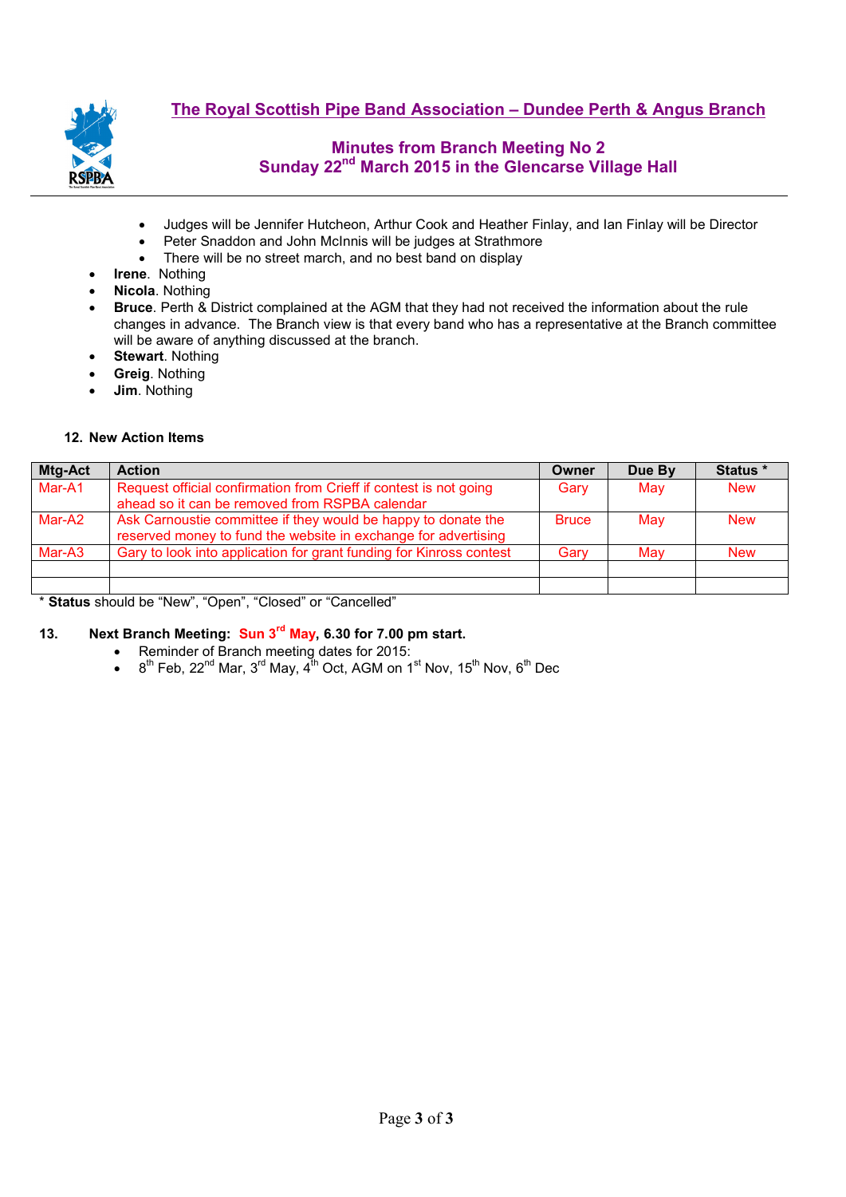## The Royal Scottish Pipe Band Association – Dundee Perth & Angus Branch

### Minutes from Branch Meeting No 2
### Sunday 22nd March 2015 in the Glencarse Village Hall

- Judges will be Jennifer Hutcheon, Arthur Cook and Heather Finlay, and Ian Finlay will be Director
- Peter Snaddon and John McInnis will be judges at Strathmore
- There will be no street march, and no best band on display

- **Irene**. Nothing
- **Nicola**. Nothing
- **Bruce**. Perth & District complained at the AGM that they had not received the information about the rule changes in advance. The Branch view is that every band who has a representative at the Branch committee will be aware of anything discussed at the branch.
- **Stewart**. Nothing
- **Greig**. Nothing
- **Jim**. Nothing

**12. New Action Items**

| Mtg-Act | Action | Owner | Due By | Status * |
|---|---|---|---|---|
| Mar-A1 | Request official confirmation from Crieff if contest is not going ahead so it can be removed from RSPBA calendar | Gary | May | New |
| Mar-A2 | Ask Carnoustie committee if they would be happy to donate the reserved money to fund the website in exchange for advertising | Bruce | May | New |
| Mar-A3 | Gary to look into application for grant funding for Kinross contest | Gary | May | New |
| | | | | |
| | | | | |

\* **Status** should be "New", "Open", "Closed" or "Cancelled"

**13. Next Branch Meeting: Sun 3rd May, 6.30 for 7.00 pm start.**

- Reminder of Branch meeting dates for 2015:
- 8th Feb, 22nd Mar, 3rd May, 4th Oct, AGM on 1st Nov, 15th Nov, 6th Dec